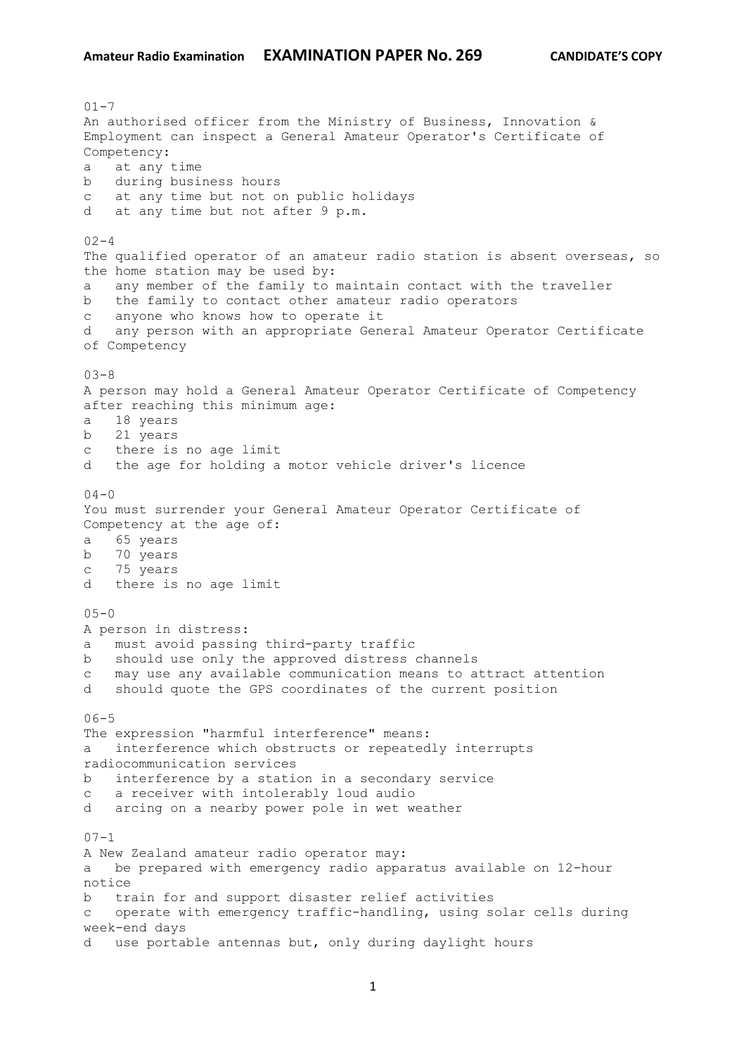01-7
An authorised officer from the Ministry of Business, Innovation & Employment can inspect a General Amateur Operator's Certificate of Competency:
a at any time
b during business hours
c at any time but not on public holidays
d at any time but not after 9 p.m.

02-4
The qualified operator of an amateur radio station is absent overseas, so the home station may be used by:
a any member of the family to maintain contact with the traveller
b the family to contact other amateur radio operators
c anyone who knows how to operate it
d any person with an appropriate General Amateur Operator Certificate of Competency

03-8
A person may hold a General Amateur Operator Certificate of Competency after reaching this minimum age:
a 18 years
b 21 years
c there is no age limit
d the age for holding a motor vehicle driver's licence

04-0
You must surrender your General Amateur Operator Certificate of Competency at the age of:
a 65 years
b 70 years
c 75 years
d there is no age limit

05-0
A person in distress:
a must avoid passing third-party traffic
b should use only the approved distress channels
c may use any available communication means to attract attention
d should quote the GPS coordinates of the current position

06-5
The expression "harmful interference" means:
a interference which obstructs or repeatedly interrupts radiocommunication services
b interference by a station in a secondary service
c a receiver with intolerably loud audio
d arcing on a nearby power pole in wet weather

07-1
A New Zealand amateur radio operator may:
a be prepared with emergency radio apparatus available on 12-hour notice
b train for and support disaster relief activities
c operate with emergency traffic-handling, using solar cells during week-end days
d use portable antennas but, only during daylight hours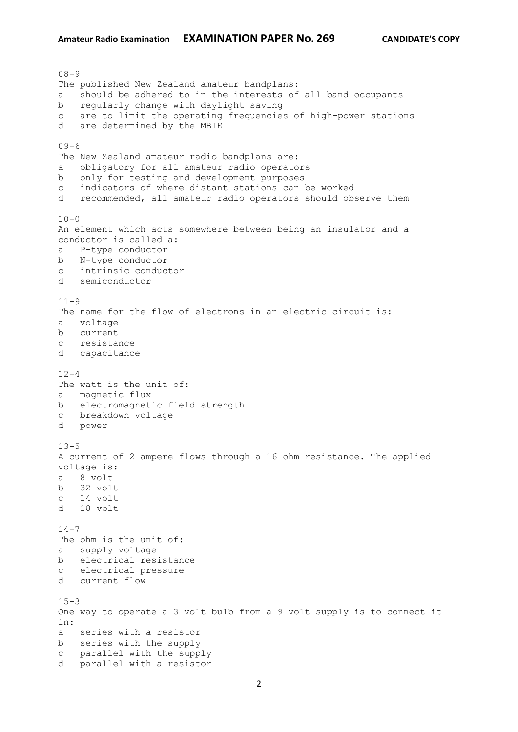08-9
The published New Zealand amateur bandplans:
a should be adhered to in the interests of all band occupants
b regularly change with daylight saving
c are to limit the operating frequencies of high-power stations
d are determined by the MBIE

09-6
The New Zealand amateur radio bandplans are:
a obligatory for all amateur radio operators
b only for testing and development purposes
c indicators of where distant stations can be worked
d recommended, all amateur radio operators should observe them

10-0
An element which acts somewhere between being an insulator and a conductor is called a:
a P-type conductor
b N-type conductor
c intrinsic conductor
d semiconductor

11-9
The name for the flow of electrons in an electric circuit is:
a voltage
b current
c resistance
d capacitance

12-4
The watt is the unit of:
a magnetic flux
b electromagnetic field strength
c breakdown voltage
d power

13-5
A current of 2 ampere flows through a 16 ohm resistance. The applied voltage is:
a 8 volt
b 32 volt
c 14 volt
d 18 volt

14-7
The ohm is the unit of:
a supply voltage
b electrical resistance
c electrical pressure
d current flow

15-3
One way to operate a 3 volt bulb from a 9 volt supply is to connect it in:
a series with a resistor
b series with the supply
c parallel with the supply
d parallel with a resistor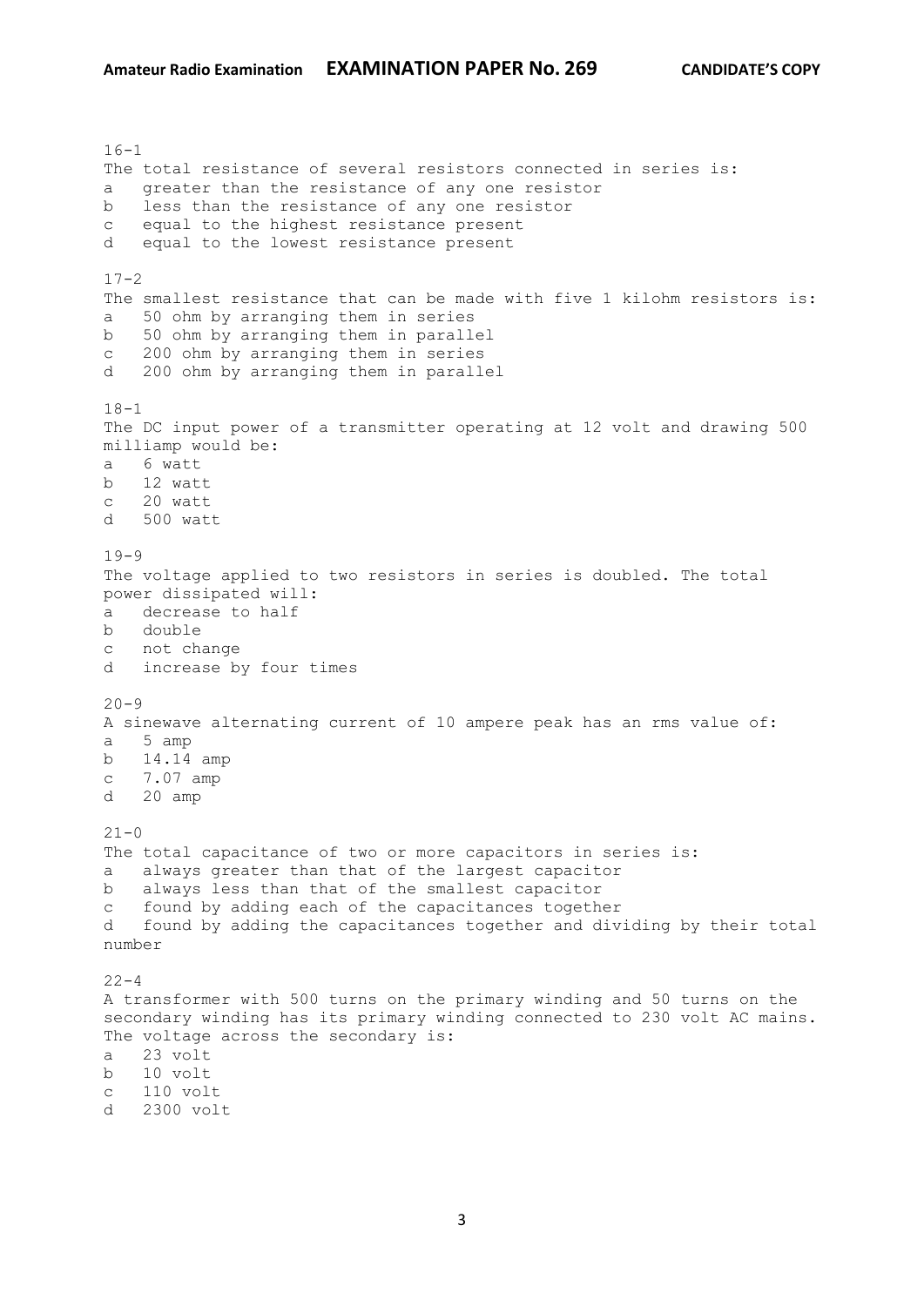16-1
The total resistance of several resistors connected in series is:
a   greater than the resistance of any one resistor
b   less than the resistance of any one resistor
c   equal to the highest resistance present
d   equal to the lowest resistance present

17-2
The smallest resistance that can be made with five 1 kilohm resistors is:
a   50 ohm by arranging them in series
b   50 ohm by arranging them in parallel
c   200 ohm by arranging them in series
d   200 ohm by arranging them in parallel

18-1
The DC input power of a transmitter operating at 12 volt and drawing 500 milliamp would be:
a   6 watt
b   12 watt
c   20 watt
d   500 watt

19-9
The voltage applied to two resistors in series is doubled. The total power dissipated will:
a   decrease to half
b   double
c   not change
d   increase by four times

20-9
A sinewave alternating current of 10 ampere peak has an rms value of:
a   5 amp
b   14.14 amp
c   7.07 amp
d   20 amp

21-0
The total capacitance of two or more capacitors in series is:
a   always greater than that of the largest capacitor
b   always less than that of the smallest capacitor
c   found by adding each of the capacitances together
d   found by adding the capacitances together and dividing by their total number

22-4
A transformer with 500 turns on the primary winding and 50 turns on the secondary winding has its primary winding connected to 230 volt AC mains. The voltage across the secondary is:
a   23 volt
b   10 volt
c   110 volt
d   2300 volt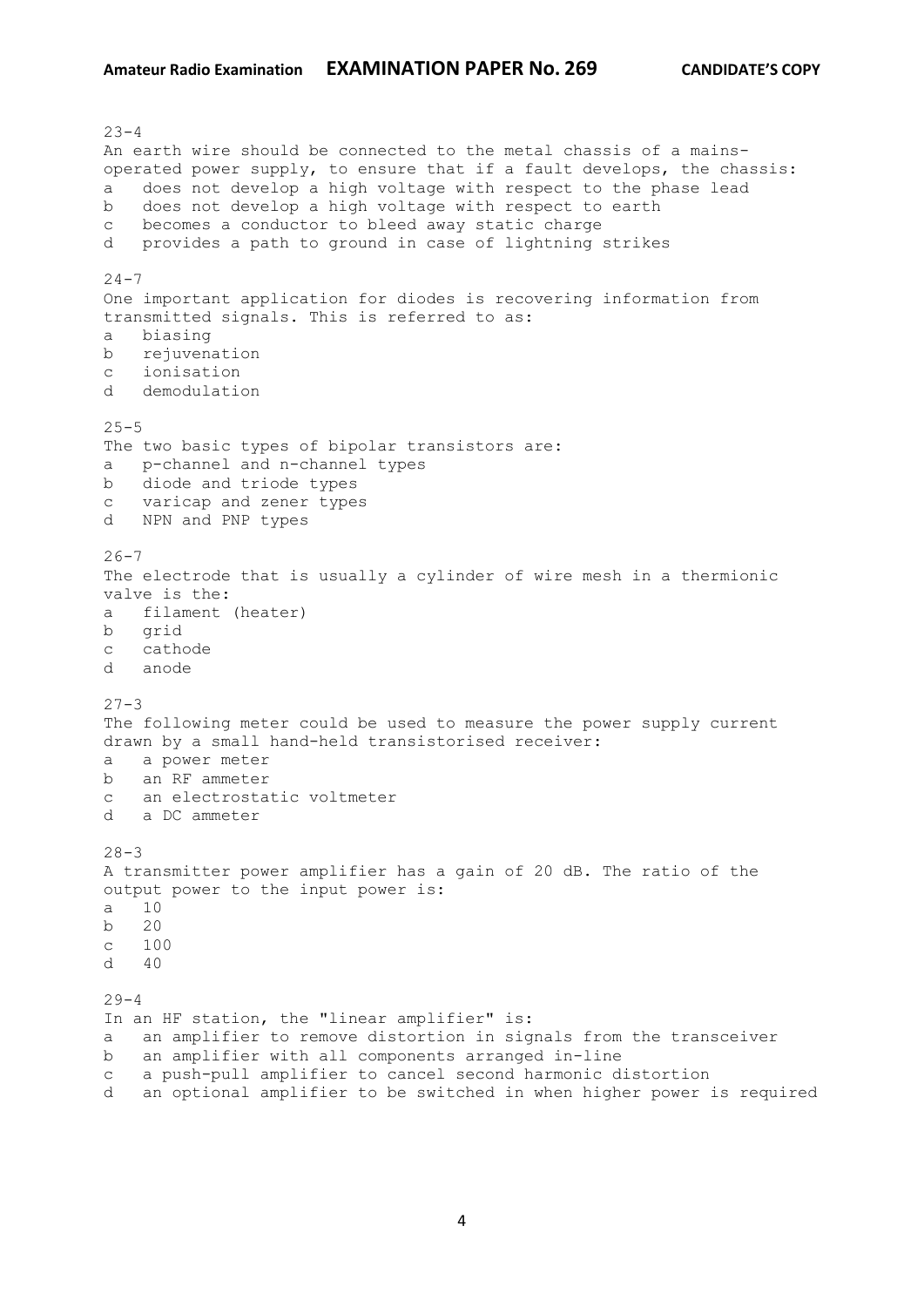23-4
An earth wire should be connected to the metal chassis of a mains-operated power supply, to ensure that if a fault develops, the chassis:
a does not develop a high voltage with respect to the phase lead
b does not develop a high voltage with respect to earth
c becomes a conductor to bleed away static charge
d provides a path to ground in case of lightning strikes

24-7
One important application for diodes is recovering information from transmitted signals. This is referred to as:
a biasing
b rejuvenation
c ionisation
d demodulation

25-5
The two basic types of bipolar transistors are:
a p-channel and n-channel types
b diode and triode types
c varicap and zener types
d NPN and PNP types

26-7
The electrode that is usually a cylinder of wire mesh in a thermionic valve is the:
a filament (heater)
b grid
c cathode
d anode

27-3
The following meter could be used to measure the power supply current drawn by a small hand-held transistorised receiver:
a a power meter
b an RF ammeter
c an electrostatic voltmeter
d a DC ammeter

28-3
A transmitter power amplifier has a gain of 20 dB. The ratio of the output power to the input power is:
a 10
b 20
c 100
d 40

29-4
In an HF station, the "linear amplifier" is:
a an amplifier to remove distortion in signals from the transceiver
b an amplifier with all components arranged in-line
c a push-pull amplifier to cancel second harmonic distortion
d an optional amplifier to be switched in when higher power is required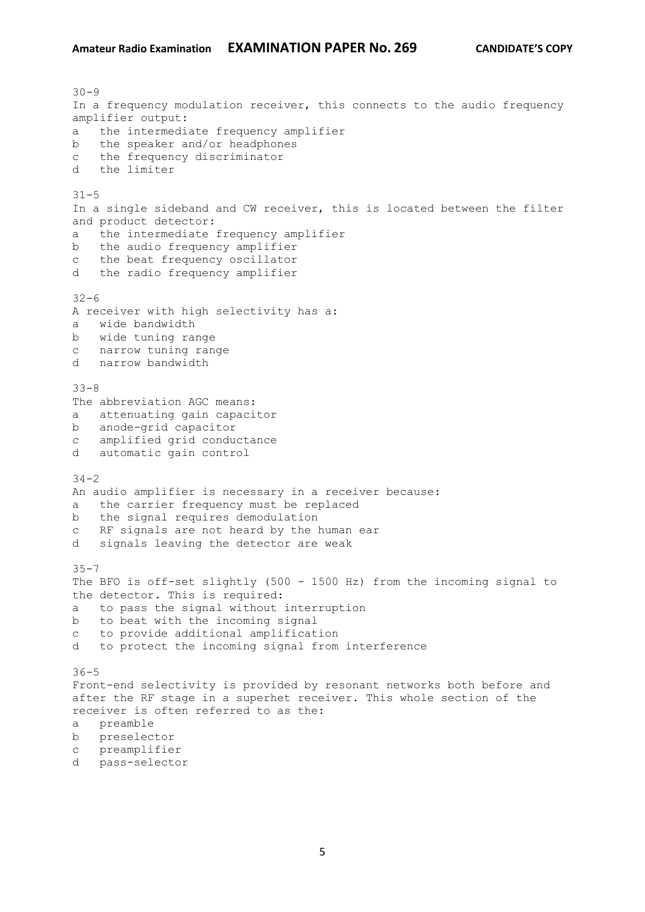30-9
In a frequency modulation receiver, this connects to the audio frequency amplifier output:
a the intermediate frequency amplifier
b the speaker and/or headphones
c the frequency discriminator
d the limiter

31-5
In a single sideband and CW receiver, this is located between the filter and product detector:
a the intermediate frequency amplifier
b the audio frequency amplifier
c the beat frequency oscillator
d the radio frequency amplifier

32-6
A receiver with high selectivity has a:
a wide bandwidth
b wide tuning range
c narrow tuning range
d narrow bandwidth

33-8
The abbreviation AGC means:
a attenuating gain capacitor
b anode-grid capacitor
c amplified grid conductance
d automatic gain control

34-2
An audio amplifier is necessary in a receiver because:
a the carrier frequency must be replaced
b the signal requires demodulation
c RF signals are not heard by the human ear
d signals leaving the detector are weak

35-7
The BFO is off-set slightly (500 - 1500 Hz) from the incoming signal to the detector. This is required:
a to pass the signal without interruption
b to beat with the incoming signal
c to provide additional amplification
d to protect the incoming signal from interference

36-5
Front-end selectivity is provided by resonant networks both before and after the RF stage in a superhet receiver. This whole section of the receiver is often referred to as the:
a preamble
b preselector
c preamplifier
d pass-selector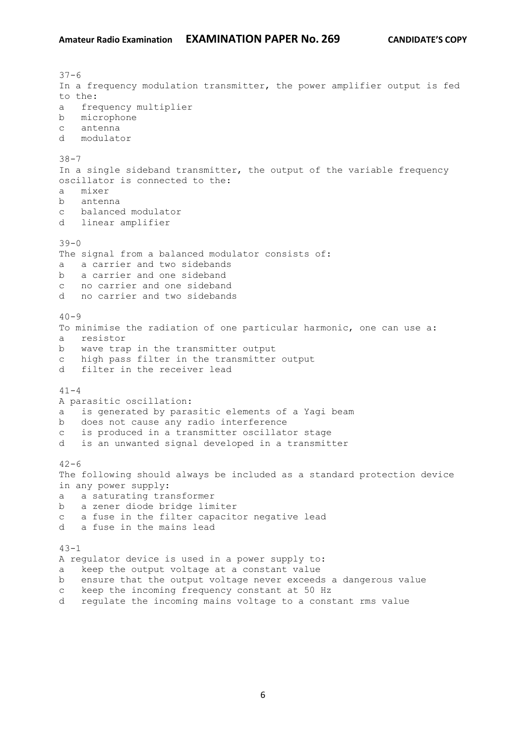37-6
In a frequency modulation transmitter, the power amplifier output is fed to the:

a   frequency multiplier
b   microphone
c   antenna
d   modulator

38-7
In a single sideband transmitter, the output of the variable frequency oscillator is connected to the:

a   mixer
b   antenna
c   balanced modulator
d   linear amplifier

39-0
The signal from a balanced modulator consists of:

a   a carrier and two sidebands
b   a carrier and one sideband
c   no carrier and one sideband
d   no carrier and two sidebands

40-9
To minimise the radiation of one particular harmonic, one can use a:

a   resistor
b   wave trap in the transmitter output
c   high pass filter in the transmitter output
d   filter in the receiver lead

41-4
A parasitic oscillation:

a   is generated by parasitic elements of a Yagi beam
b   does not cause any radio interference
c   is produced in a transmitter oscillator stage
d   is an unwanted signal developed in a transmitter

42-6
The following should always be included as a standard protection device in any power supply:

a   a saturating transformer
b   a zener diode bridge limiter
c   a fuse in the filter capacitor negative lead
d   a fuse in the mains lead

43-1
A regulator device is used in a power supply to:

a   keep the output voltage at a constant value
b   ensure that the output voltage never exceeds a dangerous value
c   keep the incoming frequency constant at 50 Hz
d   regulate the incoming mains voltage to a constant rms value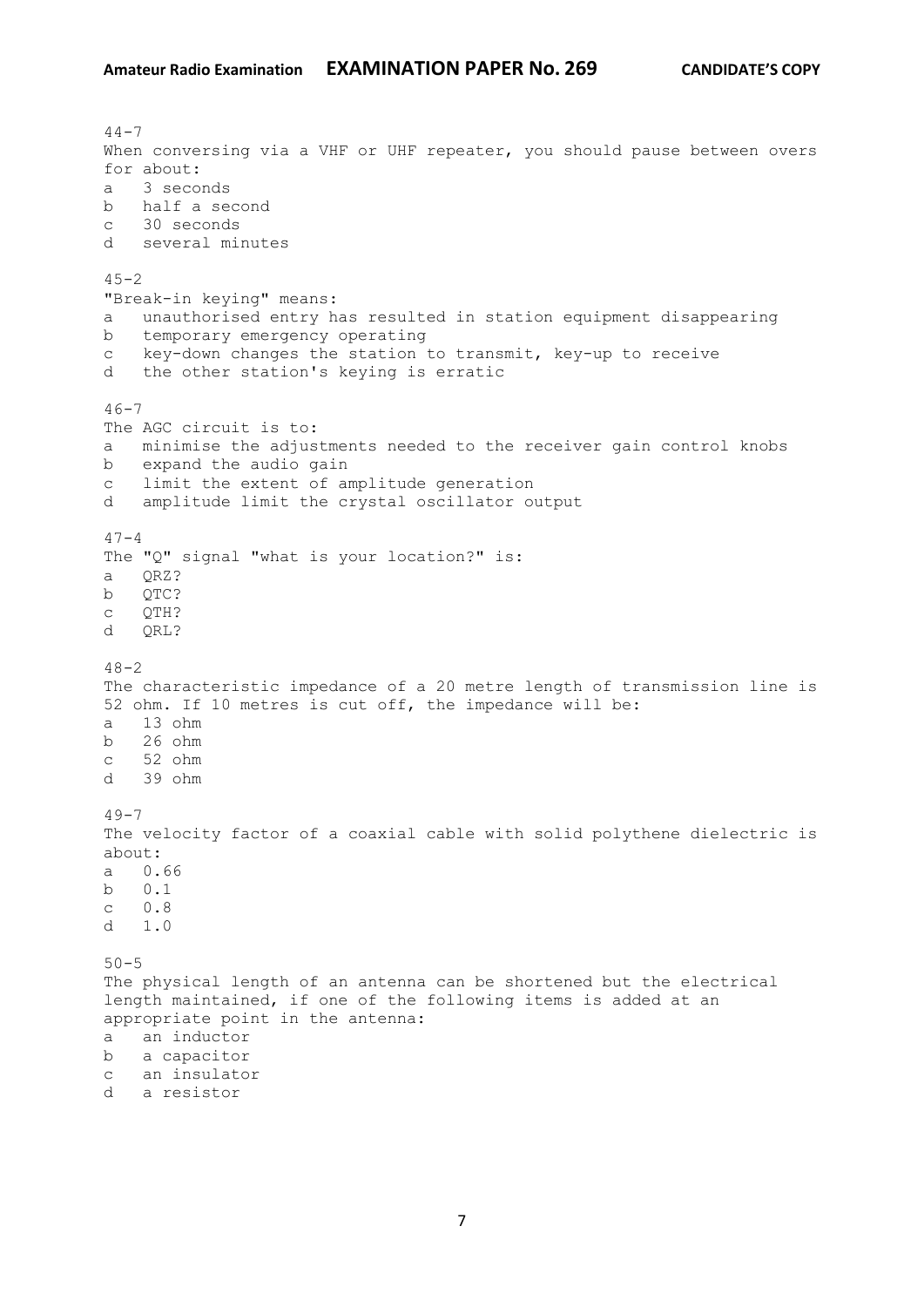44-7
When conversing via a VHF or UHF repeater, you should pause between overs for about:
a 3 seconds
b half a second
c 30 seconds
d several minutes

45-2
"Break-in keying" means:
a unauthorised entry has resulted in station equipment disappearing
b temporary emergency operating
c key-down changes the station to transmit, key-up to receive
d the other station's keying is erratic

46-7
The AGC circuit is to:
a minimise the adjustments needed to the receiver gain control knobs
b expand the audio gain
c limit the extent of amplitude generation
d amplitude limit the crystal oscillator output

47-4
The "Q" signal "what is your location?" is:
a QRZ?
b QTC?
c QTH?
d QRL?

48-2
The characteristic impedance of a 20 metre length of transmission line is 52 ohm. If 10 metres is cut off, the impedance will be:
a 13 ohm
b 26 ohm
c 52 ohm
d 39 ohm

49-7
The velocity factor of a coaxial cable with solid polythene dielectric is about:
a 0.66
b 0.1
c 0.8
d 1.0

50-5
The physical length of an antenna can be shortened but the electrical length maintained, if one of the following items is added at an appropriate point in the antenna:
a an inductor
b a capacitor
c an insulator
d a resistor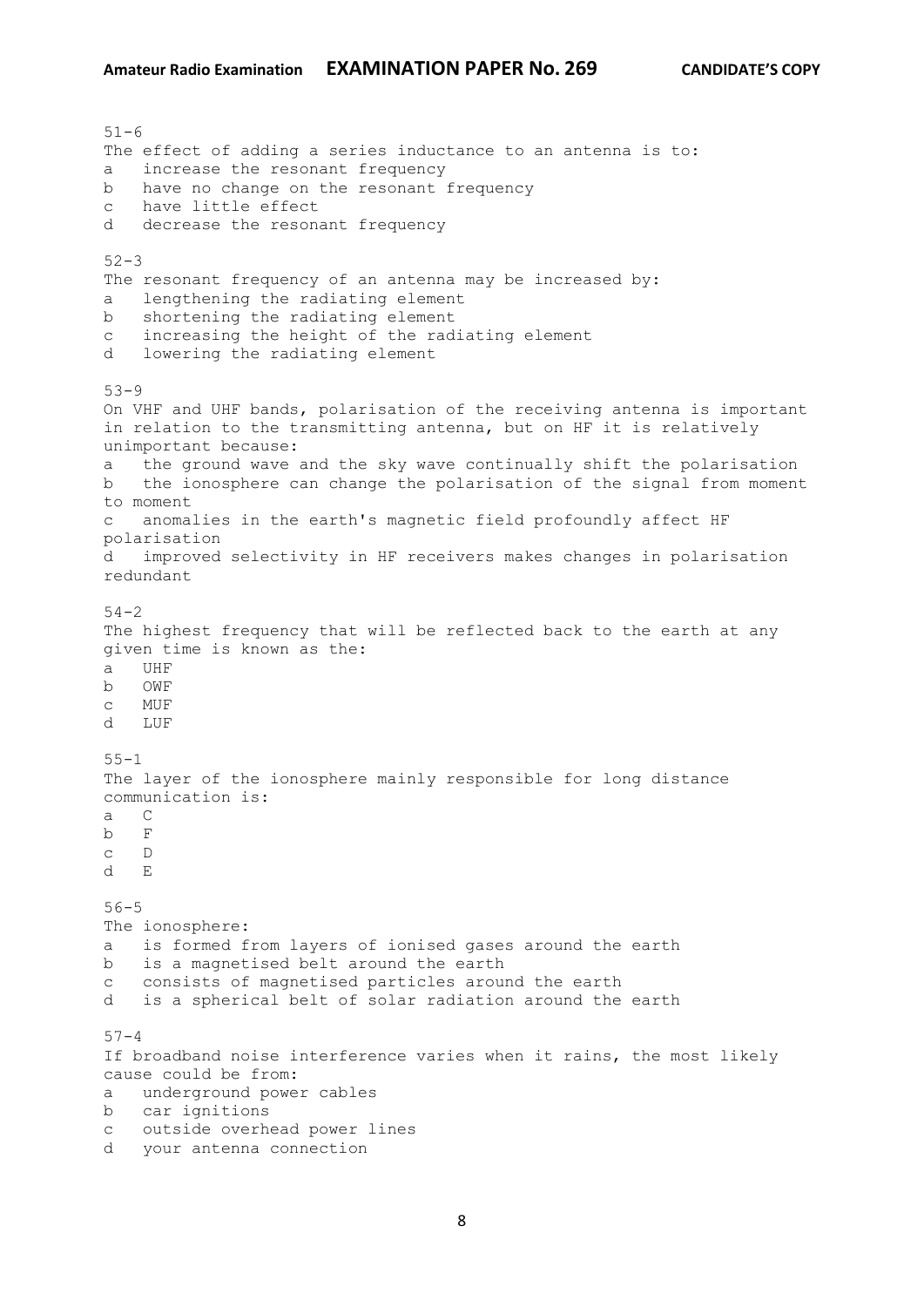51-6
The effect of adding a series inductance to an antenna is to:
a increase the resonant frequency
b have no change on the resonant frequency
c have little effect
d decrease the resonant frequency

52-3
The resonant frequency of an antenna may be increased by:
a lengthening the radiating element
b shortening the radiating element
c increasing the height of the radiating element
d lowering the radiating element

53-9
On VHF and UHF bands, polarisation of the receiving antenna is important in relation to the transmitting antenna, but on HF it is relatively unimportant because:
a the ground wave and the sky wave continually shift the polarisation
b the ionosphere can change the polarisation of the signal from moment to moment
c anomalies in the earth's magnetic field profoundly affect HF polarisation
d improved selectivity in HF receivers makes changes in polarisation redundant

54-2
The highest frequency that will be reflected back to the earth at any given time is known as the:
a UHF
b OWF
c MUF
d LUF

55-1
The layer of the ionosphere mainly responsible for long distance communication is:
a C
b F
c D
d E

56-5
The ionosphere:
a is formed from layers of ionised gases around the earth
b is a magnetised belt around the earth
c consists of magnetised particles around the earth
d is a spherical belt of solar radiation around the earth

57-4
If broadband noise interference varies when it rains, the most likely cause could be from:
a underground power cables
b car ignitions
c outside overhead power lines
d your antenna connection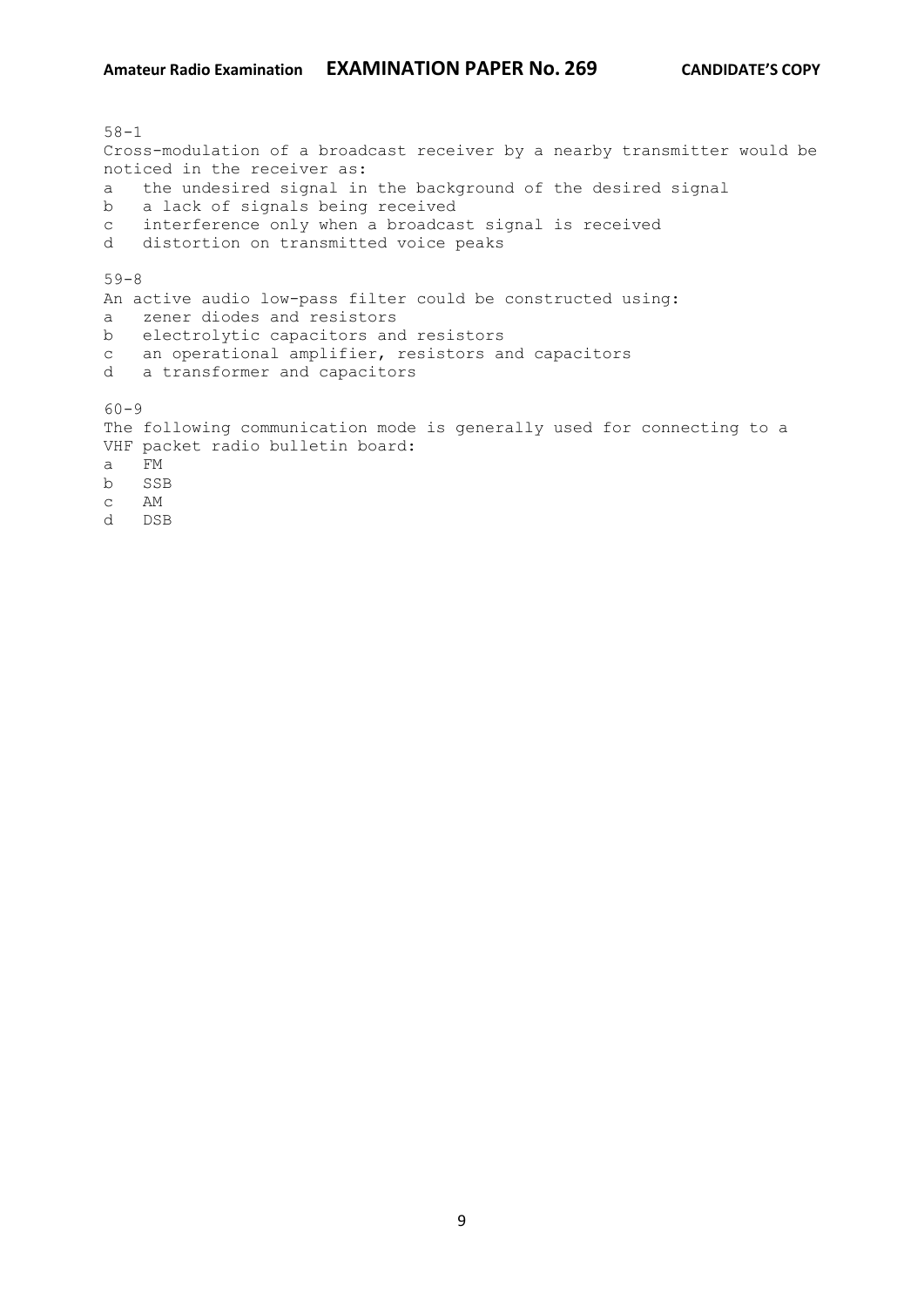58-1
Cross-modulation of a broadcast receiver by a nearby transmitter would be noticed in the receiver as:
a the undesired signal in the background of the desired signal
b a lack of signals being received
c interference only when a broadcast signal is received
d distortion on transmitted voice peaks

59-8
An active audio low-pass filter could be constructed using:
a zener diodes and resistors
b electrolytic capacitors and resistors
c an operational amplifier, resistors and capacitors
d a transformer and capacitors

60-9
The following communication mode is generally used for connecting to a VHF packet radio bulletin board:
a FM
b SSB
c AM
d DSB